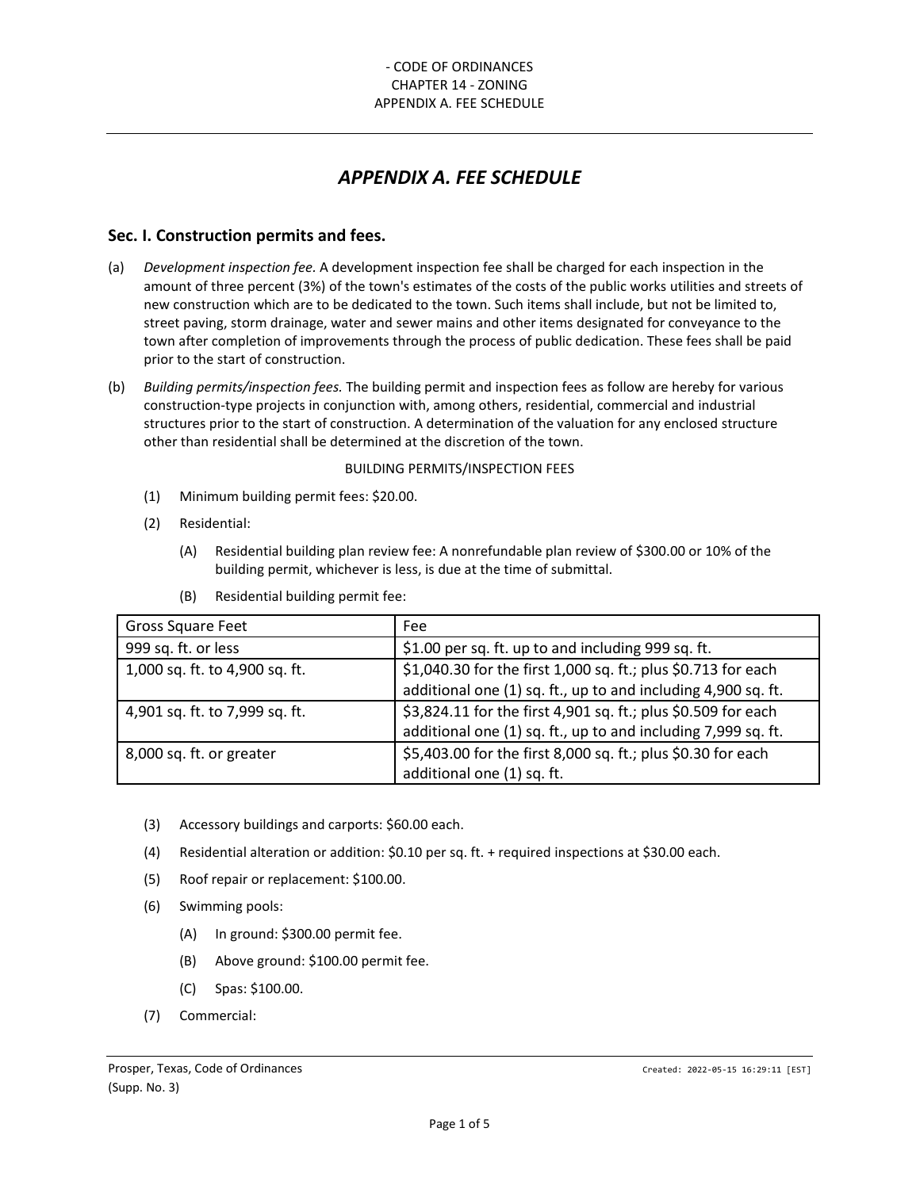// APPENDIX A. FEE SCHEDULE

# *APPENDIX A. FEE SCHEDULE*

## Sec. I. Construction permits and fees.

(a) *Development inspection fee.* A development inspection fee shall be charged for each inspection in the amount of three percent (3%) of the town's estimates of the costs of the public works utilities and streets of new construction which are to be dedicated to the town. Such items shall include, but not be limited to, street paving, storm drainage, water and sewer mains and other items designated for conveyance to the town after completion of improvements through the process of public dedication. These fees shall be paid prior to the start of construction.

(b) *Building permits/inspection fees.* The building permit and inspection fees as follow are hereby for various construction-type projects in conjunction with, among others, residential, commercial and industrial structures prior to the start of construction. A determination of the valuation for any enclosed structure other than residential shall be determined at the discretion of the town.

BUILDING PERMITS/INSPECTION FEES

(1) Minimum building permit fees: $20.00.

(2) Residential:

(A) Residential building plan review fee: A nonrefundable plan review of $300.00 or 10% of the building permit, whichever is less, is due at the time of submittal.

(B) Residential building permit fee:

| Gross Square Feet | Fee |
|---|---|
| 999 sq. ft. or less | $1.00 per sq. ft. up to and including 999 sq. ft. |
| 1,000 sq. ft. to 4,900 sq. ft. | $1,040.30 for the first 1,000 sq. ft.; plus $0.713 for each additional one (1) sq. ft., up to and including 4,900 sq. ft. |
| 4,901 sq. ft. to 7,999 sq. ft. | $3,824.11 for the first 4,901 sq. ft.; plus $0.509 for each additional one (1) sq. ft., up to and including 7,999 sq. ft. |
| 8,000 sq. ft. or greater | $5,403.00 for the first 8,000 sq. ft.; plus $0.30 for each additional one (1) sq. ft. |

(3) Accessory buildings and carports: $60.00 each.

(4) Residential alteration or addition: $0.10 per sq. ft. + required inspections at $30.00 each.

(5) Roof repair or replacement: $100.00.

(6) Swimming pools:

(A) In ground: $300.00 permit fee.

(B) Above ground: $100.00 permit fee.

(C) Spas: $100.00.

(7) Commercial: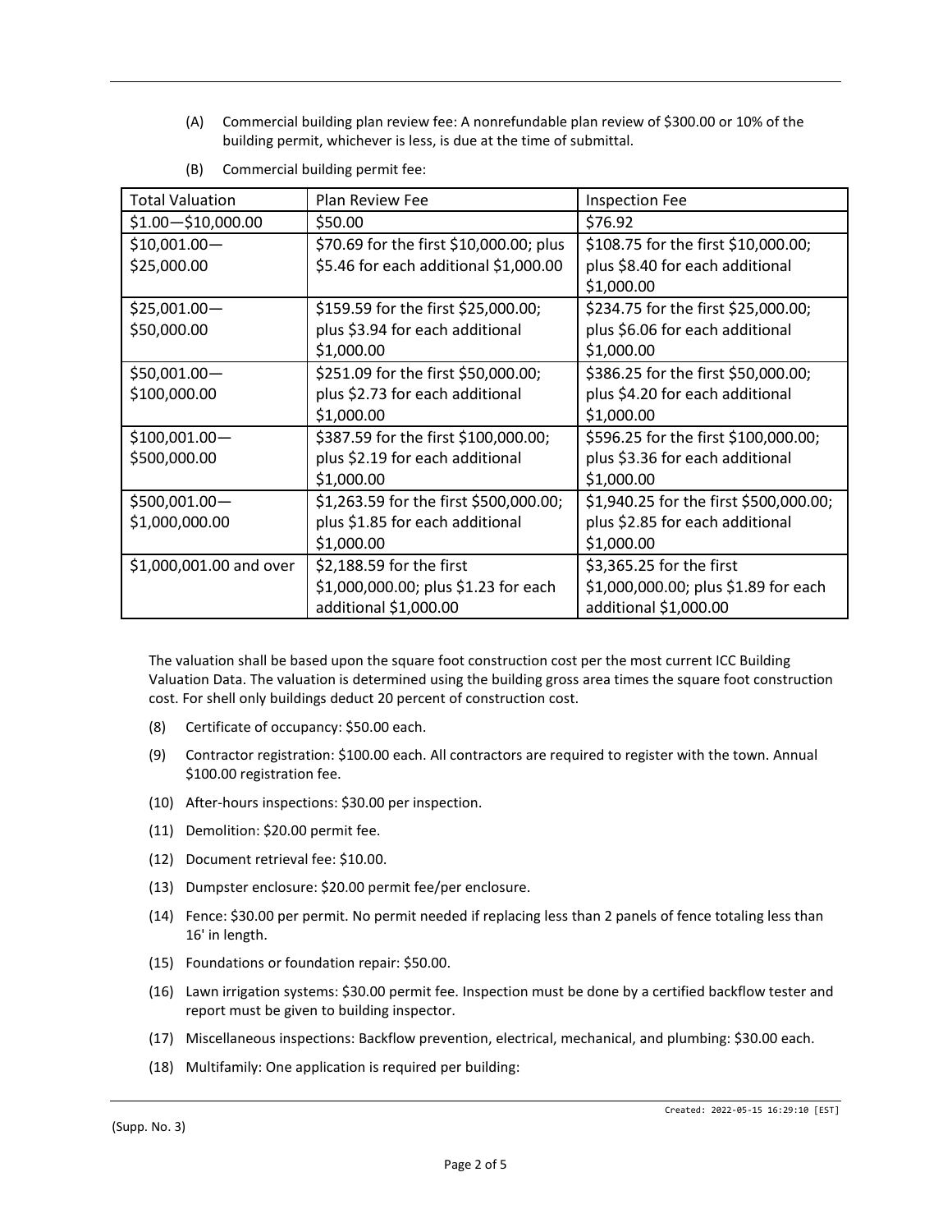(A) Commercial building plan review fee: A nonrefundable plan review of $300.00 or 10% of the building permit, whichever is less, is due at the time of submittal.

(B) Commercial building permit fee:

| Total Valuation | Plan Review Fee | Inspection Fee |
| --- | --- | --- |
| $1.00—$10,000.00 | $50.00 | $76.92 |
| $10,001.00—$25,000.00 | $70.69 for the first $10,000.00; plus $5.46 for each additional $1,000.00 | $108.75 for the first $10,000.00; plus $8.40 for each additional $1,000.00 |
| $25,001.00—$50,000.00 | $159.59 for the first $25,000.00; plus $3.94 for each additional $1,000.00 | $234.75 for the first $25,000.00; plus $6.06 for each additional $1,000.00 |
| $50,001.00—$100,000.00 | $251.09 for the first $50,000.00; plus $2.73 for each additional $1,000.00 | $386.25 for the first $50,000.00; plus $4.20 for each additional $1,000.00 |
| $100,001.00—$500,000.00 | $387.59 for the first $100,000.00; plus $2.19 for each additional $1,000.00 | $596.25 for the first $100,000.00; plus $3.36 for each additional $1,000.00 |
| $500,001.00—$1,000,000.00 | $1,263.59 for the first $500,000.00; plus $1.85 for each additional $1,000.00 | $1,940.25 for the first $500,000.00; plus $2.85 for each additional $1,000.00 |
| $1,000,001.00 and over | $2,188.59 for the first $1,000,000.00; plus $1.23 for each additional $1,000.00 | $3,365.25 for the first $1,000,000.00; plus $1.89 for each additional $1,000.00 |

The valuation shall be based upon the square foot construction cost per the most current ICC Building Valuation Data. The valuation is determined using the building gross area times the square foot construction cost. For shell only buildings deduct 20 percent of construction cost.

(8) Certificate of occupancy: $50.00 each.

(9) Contractor registration: $100.00 each. All contractors are required to register with the town. Annual $100.00 registration fee.

(10) After-hours inspections: $30.00 per inspection.

(11) Demolition: $20.00 permit fee.

(12) Document retrieval fee: $10.00.

(13) Dumpster enclosure: $20.00 permit fee/per enclosure.

(14) Fence: $30.00 per permit. No permit needed if replacing less than 2 panels of fence totaling less than 16' in length.

(15) Foundations or foundation repair: $50.00.

(16) Lawn irrigation systems: $30.00 permit fee. Inspection must be done by a certified backflow tester and report must be given to building inspector.

(17) Miscellaneous inspections: Backflow prevention, electrical, mechanical, and plumbing: $30.00 each.

(18) Multifamily: One application is required per building: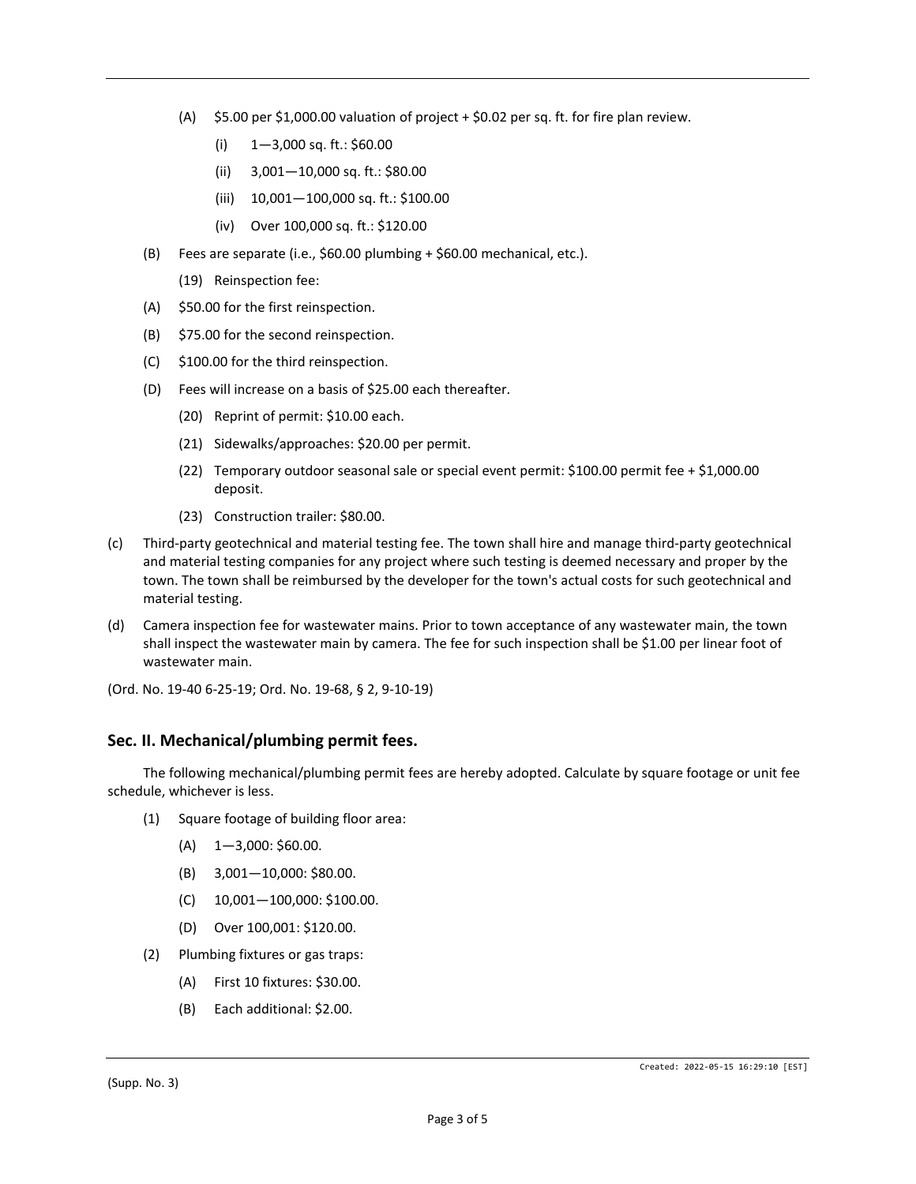(A) $5.00 per $1,000.00 valuation of project + $0.02 per sq. ft. for fire plan review.

(i) 1—3,000 sq. ft.: $60.00

(ii) 3,001—10,000 sq. ft.: $80.00

(iii) 10,001—100,000 sq. ft.: $100.00

(iv) Over 100,000 sq. ft.: $120.00

(B) Fees are separate (i.e., $60.00 plumbing + $60.00 mechanical, etc.).

(19) Reinspection fee:

(A) $50.00 for the first reinspection.

(B) $75.00 for the second reinspection.

(C) $100.00 for the third reinspection.

(D) Fees will increase on a basis of $25.00 each thereafter.

(20) Reprint of permit: $10.00 each.

(21) Sidewalks/approaches: $20.00 per permit.

(22) Temporary outdoor seasonal sale or special event permit: $100.00 permit fee + $1,000.00 deposit.

(23) Construction trailer: $80.00.

(c) Third-party geotechnical and material testing fee. The town shall hire and manage third-party geotechnical and material testing companies for any project where such testing is deemed necessary and proper by the town. The town shall be reimbursed by the developer for the town's actual costs for such geotechnical and material testing.

(d) Camera inspection fee for wastewater mains. Prior to town acceptance of any wastewater main, the town shall inspect the wastewater main by camera. The fee for such inspection shall be $1.00 per linear foot of wastewater main.

(Ord. No. 19-40 6-25-19; Ord. No. 19-68, § 2, 9-10-19)

## Sec. II. Mechanical/plumbing permit fees.

The following mechanical/plumbing permit fees are hereby adopted. Calculate by square footage or unit fee schedule, whichever is less.

(1) Square footage of building floor area:

(A) 1—3,000: $60.00.

(B) 3,001—10,000: $80.00.

(C) 10,001—100,000: $100.00.

(D) Over 100,001: $120.00.

(2) Plumbing fixtures or gas traps:

(A) First 10 fixtures: $30.00.

(B) Each additional: $2.00.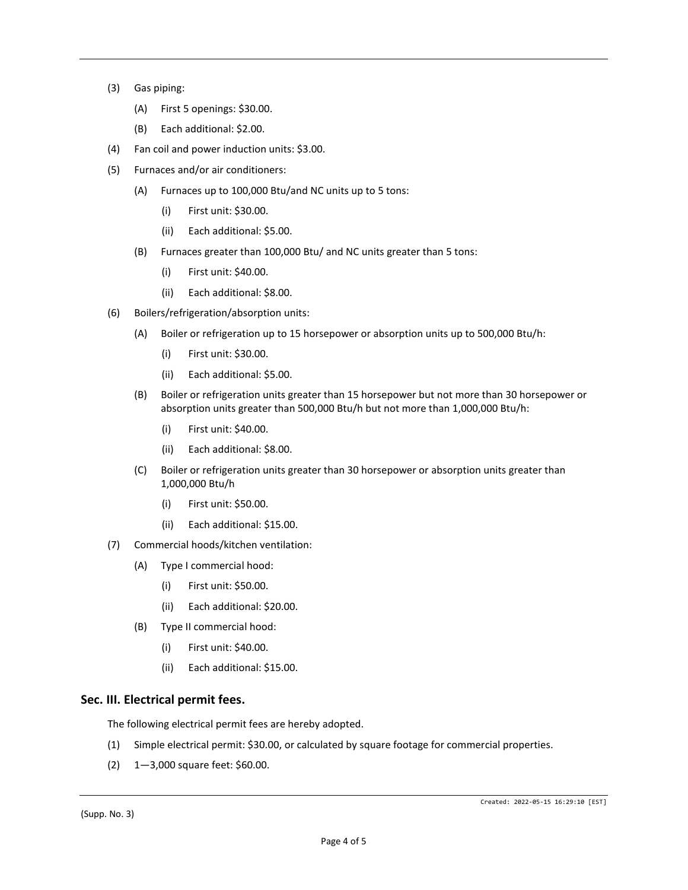(3) Gas piping:

   (A) First 5 openings: $30.00.

   (B) Each additional: $2.00.

(4) Fan coil and power induction units: $3.00.

(5) Furnaces and/or air conditioners:

   (A) Furnaces up to 100,000 Btu/and NC units up to 5 tons:

      (i) First unit: $30.00.

      (ii) Each additional: $5.00.

   (B) Furnaces greater than 100,000 Btu/ and NC units greater than 5 tons:

      (i) First unit: $40.00.

      (ii) Each additional: $8.00.

(6) Boilers/refrigeration/absorption units:

   (A) Boiler or refrigeration up to 15 horsepower or absorption units up to 500,000 Btu/h:

      (i) First unit: $30.00.

      (ii) Each additional: $5.00.

   (B) Boiler or refrigeration units greater than 15 horsepower but not more than 30 horsepower or absorption units greater than 500,000 Btu/h but not more than 1,000,000 Btu/h:

      (i) First unit: $40.00.

      (ii) Each additional: $8.00.

   (C) Boiler or refrigeration units greater than 30 horsepower or absorption units greater than 1,000,000 Btu/h

      (i) First unit: $50.00.

      (ii) Each additional: $15.00.

(7) Commercial hoods/kitchen ventilation:

   (A) Type I commercial hood:

      (i) First unit: $50.00.

      (ii) Each additional: $20.00.

   (B) Type II commercial hood:

      (i) First unit: $40.00.

      (ii) Each additional: $15.00.

## Sec. III. Electrical permit fees.

The following electrical permit fees are hereby adopted.

(1) Simple electrical permit: $30.00, or calculated by square footage for commercial properties.

(2) 1—3,000 square feet: $60.00.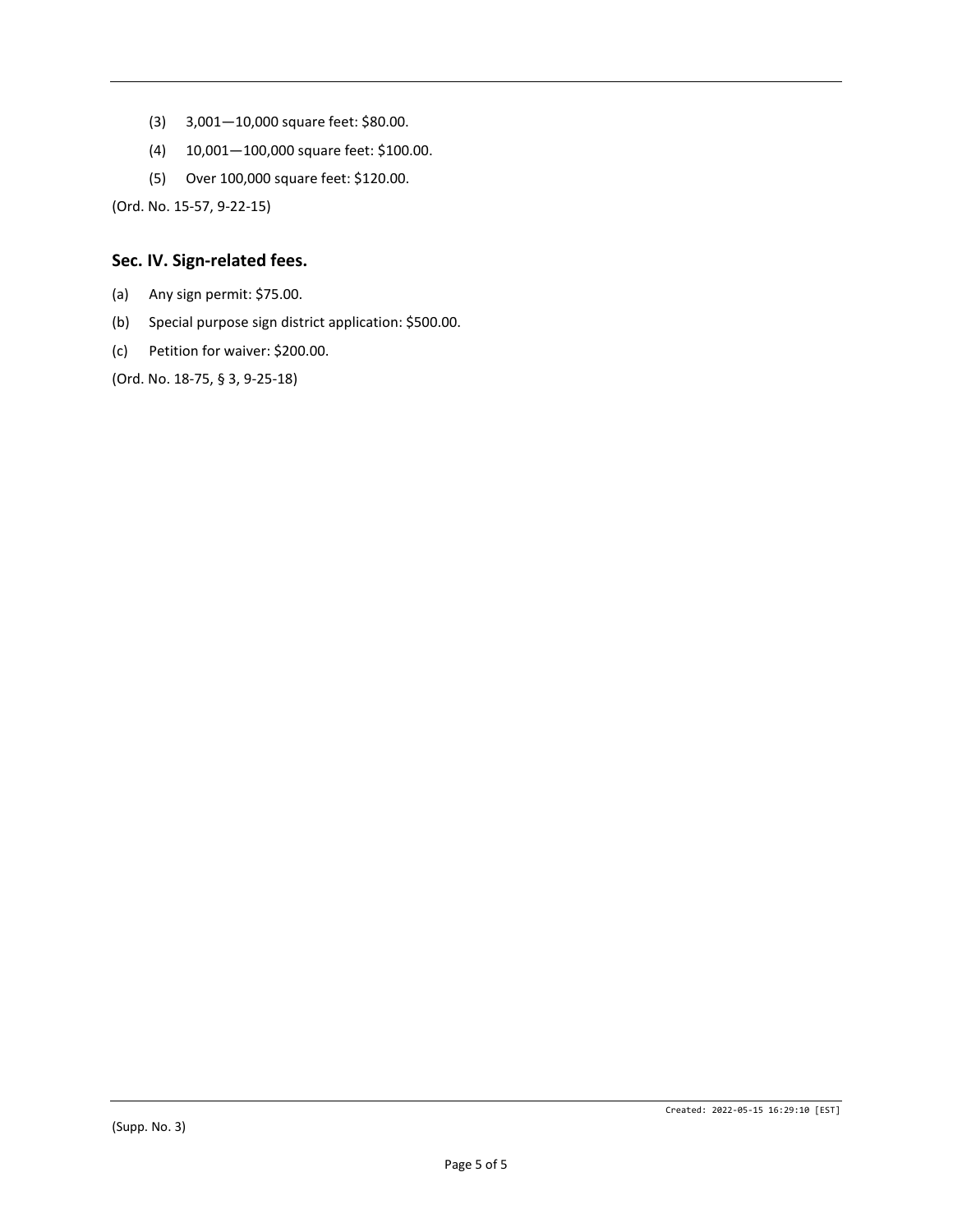(3) 3,001—10,000 square feet: $80.00.

(4) 10,001—100,000 square feet: $100.00.

(5) Over 100,000 square feet: $120.00.

(Ord. No. 15-57, 9-22-15)

## Sec. IV. Sign-related fees.

(a) Any sign permit: $75.00.

(b) Special purpose sign district application: $500.00.

(c) Petition for waiver: $200.00.

(Ord. No. 18-75, § 3, 9-25-18)